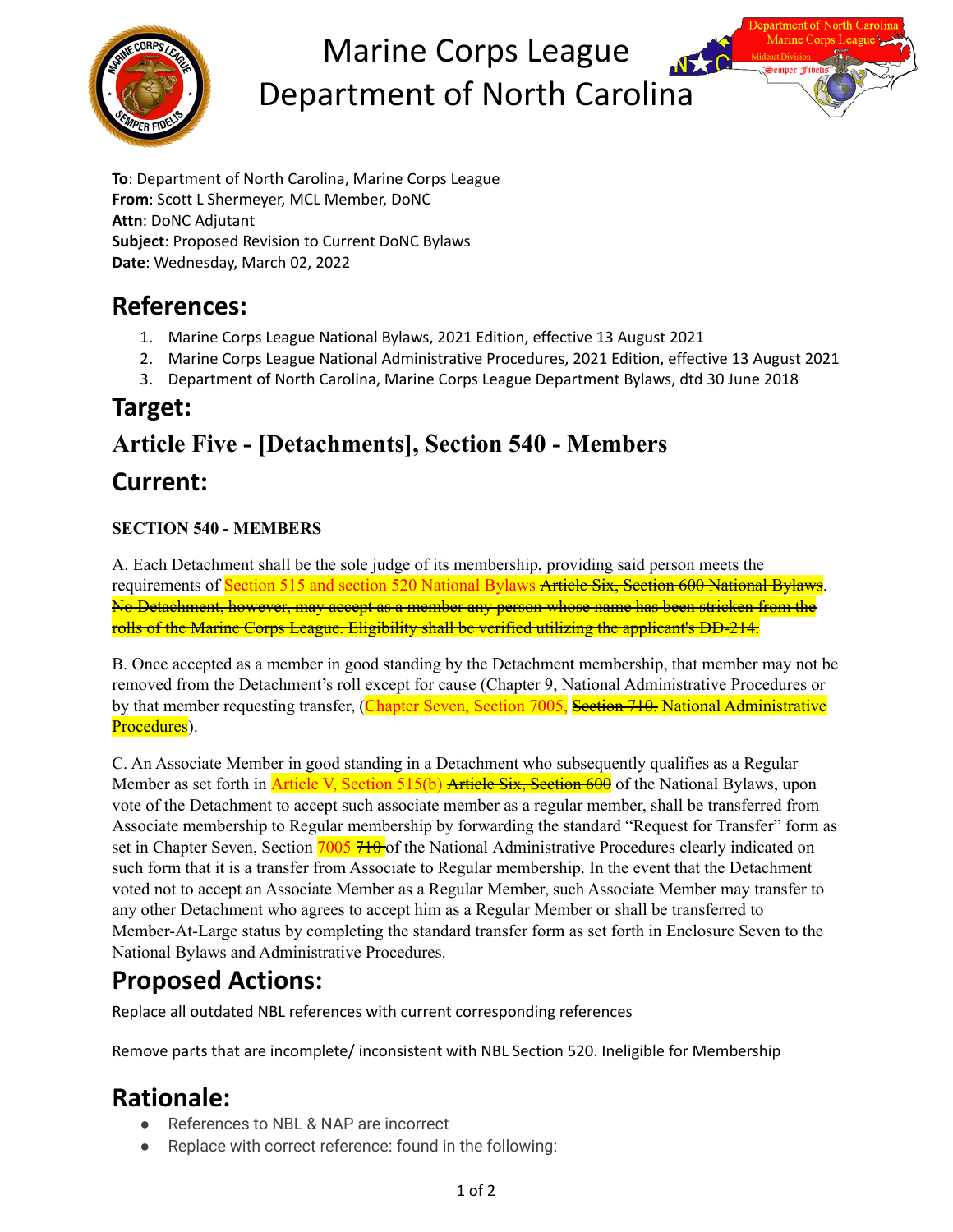# Marine Corps League Department of North Carolina

**To**: Department of North Carolina, Marine Corps League
**From**: Scott L Shermeyer, MCL Member, DoNC
**Attn**: DoNC Adjutant
**Subject**: Proposed Revision to Current DoNC Bylaws
**Date**: Wednesday, March 02, 2022

## References:

1. Marine Corps League National Bylaws, 2021 Edition, effective 13 August 2021
2. Marine Corps League National Administrative Procedures, 2021 Edition, effective 13 August 2021
3. Department of North Carolina, Marine Corps League Department Bylaws, dtd 30 June 2018

## Target:

## Article Five - [Detachments], Section 540 - Members

## Current:

**SECTION 540 - MEMBERS**

A. Each Detachment shall be the sole judge of its membership, providing said person meets the requirements of Section 515 and section 520 National Bylaws ~~Article Six, Section 600 National Bylaws~~. ~~No Detachment, however, may accept as a member any person whose name has been stricken from the rolls of the Marine Corps League. Eligibility shall be verified utilizing the applicant's DD-214.~~

B. Once accepted as a member in good standing by the Detachment membership, that member may not be removed from the Detachment's roll except for cause (Chapter 9, National Administrative Procedures or by that member requesting transfer, (Chapter Seven, Section 7005, ~~Section 710.~~ National Administrative Procedures).

C. An Associate Member in good standing in a Detachment who subsequently qualifies as a Regular Member as set forth in Article V, Section 515(b) ~~Article Six, Section 600~~ of the National Bylaws, upon vote of the Detachment to accept such associate member as a regular member, shall be transferred from Associate membership to Regular membership by forwarding the standard "Request for Transfer" form as set in Chapter Seven, Section 7005 ~~710~~ of the National Administrative Procedures clearly indicated on such form that it is a transfer from Associate to Regular membership. In the event that the Detachment voted not to accept an Associate Member as a Regular Member, such Associate Member may transfer to any other Detachment who agrees to accept him as a Regular Member or shall be transferred to Member-At-Large status by completing the standard transfer form as set forth in Enclosure Seven to the National Bylaws and Administrative Procedures.

## Proposed Actions:

Replace all outdated NBL references with current corresponding references

Remove parts that are incomplete/ inconsistent with NBL Section 520. Ineligible for Membership

## Rationale:

- References to NBL & NAP are incorrect
- Replace with correct reference: found in the following: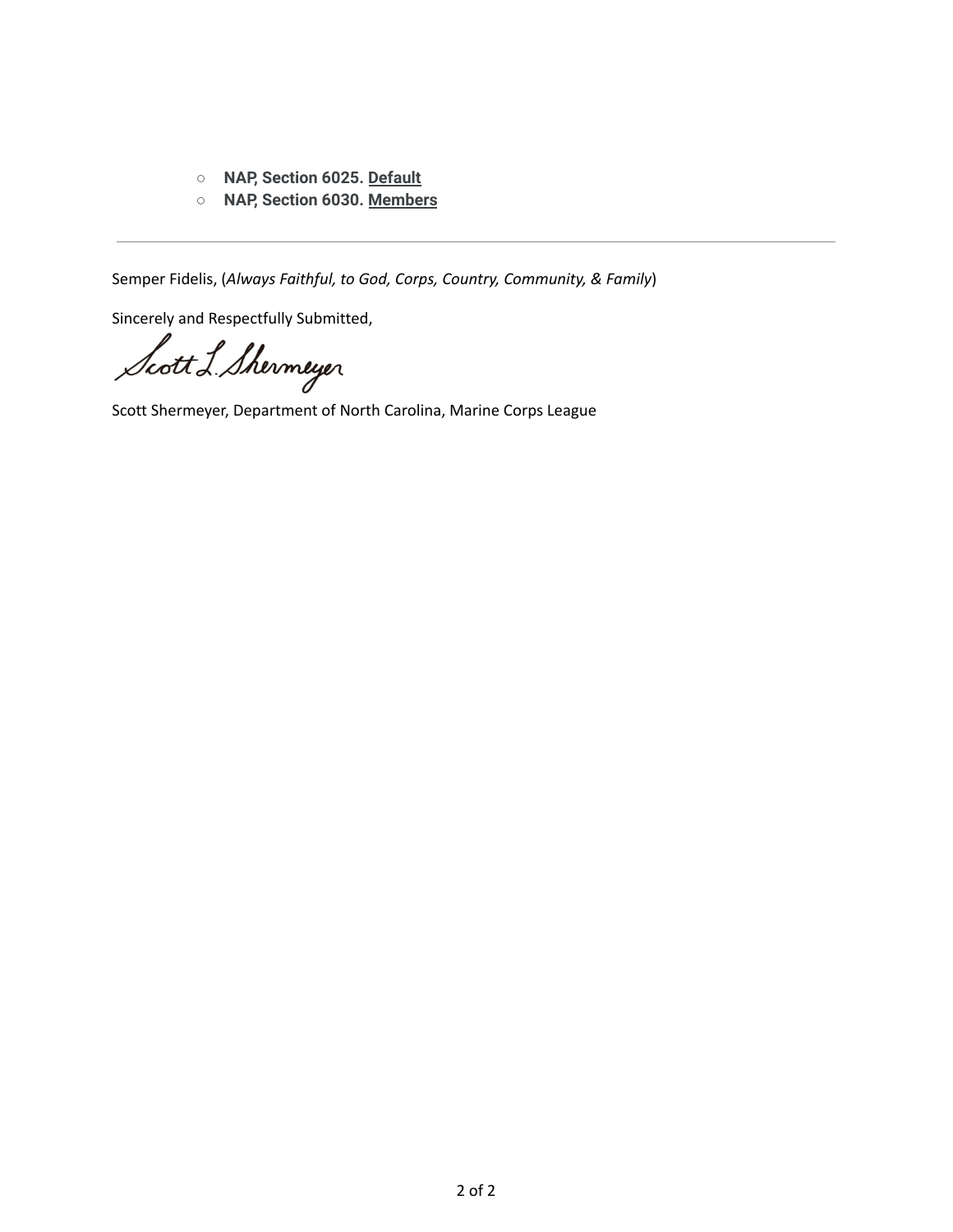- **NAP, Section 6025.** **Default**
- **NAP, Section 6030.** **Members**

---

Semper Fidelis, (*Always Faithful, to God, Corps, Country, Community, & Family*)

Sincerely and Respectfully Submitted,

Scott L. Shermeyer

Scott Shermeyer, Department of North Carolina, Marine Corps League